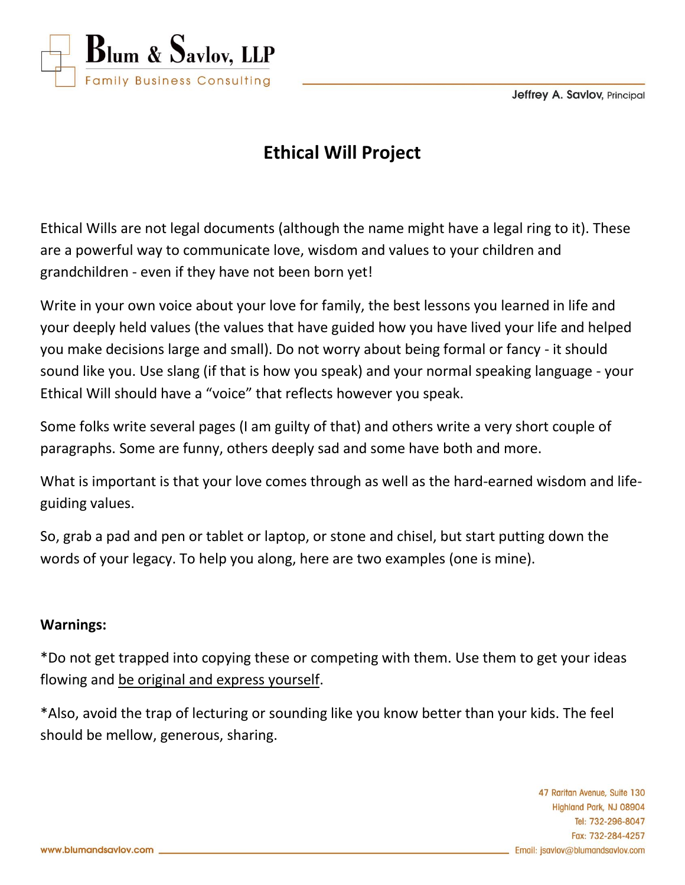# Ethical Will Project

Ethical Wills are not legal documents (although the name might have a legal ring to it). These are a powerful way to communicate love, wisdom and values to your children and grandchildren - even if they have not been born yet!

Write in your own voice about your love for family, the best lessons you learned in life and your deeply held values (the values that have guided how you have lived your life and helped you make decisions large and small). Do not worry about being formal or fancy - it should sound like you. Use slang (if that is how you speak) and your normal speaking language - your Ethical Will should have a "voice" that reflects however you speak.

Some folks write several pages (I am guilty of that) and others write a very short couple of paragraphs. Some are funny, others deeply sad and some have both and more.

What is important is that your love comes through as well as the hard-earned wisdom and life-guiding values.

So, grab a pad and pen or tablet or laptop, or stone and chisel, but start putting down the words of your legacy. To help you along, here are two examples (one is mine).

**Warnings:**

*Do not get trapped into copying these or competing with them. Use them to get your ideas flowing and <u>be original and express yourself</u>.

*Also, avoid the trap of lecturing or sounding like you know better than your kids. The feel should be mellow, generous, sharing.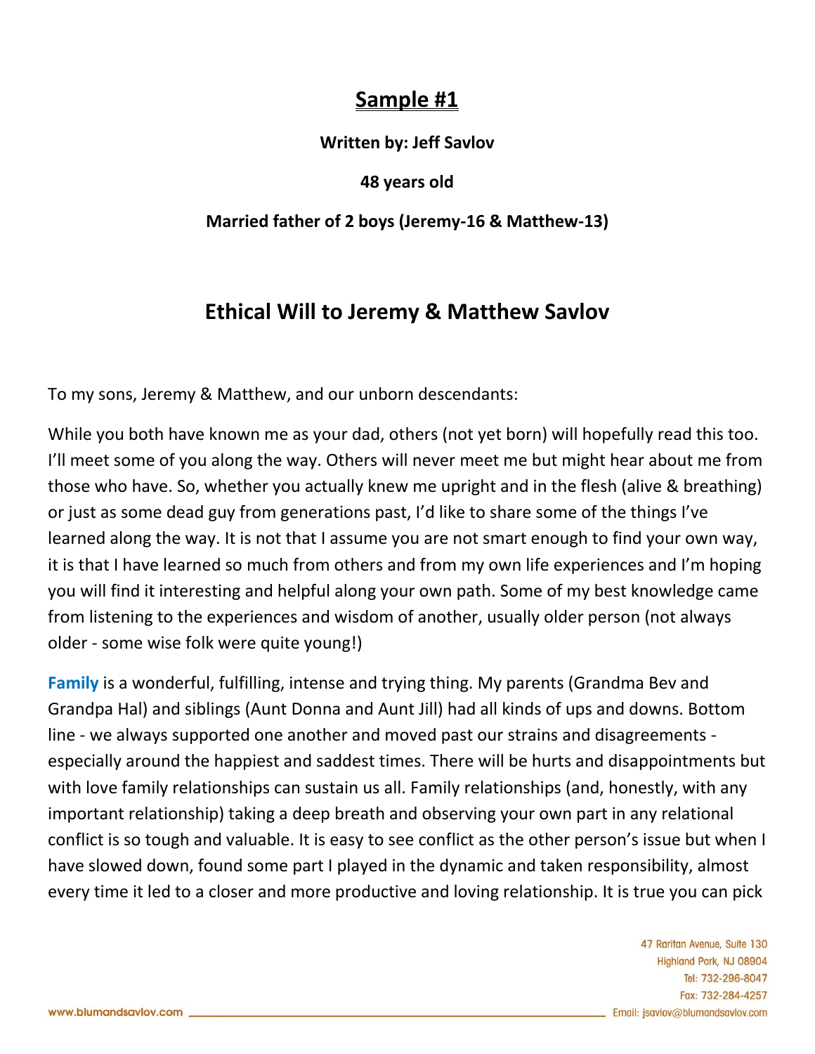## Sample #1

**Written by: Jeff Savlov**

**48 years old**

**Married father of 2 boys (Jeremy-16 & Matthew-13)**

## Ethical Will to Jeremy & Matthew Savlov

To my sons, Jeremy & Matthew, and our unborn descendants:

While you both have known me as your dad, others (not yet born) will hopefully read this too. I'll meet some of you along the way. Others will never meet me but might hear about me from those who have. So, whether you actually knew me upright and in the flesh (alive & breathing) or just as some dead guy from generations past, I'd like to share some of the things I've learned along the way. It is not that I assume you are not smart enough to find your own way, it is that I have learned so much from others and from my own life experiences and I'm hoping you will find it interesting and helpful along your own path. Some of my best knowledge came from listening to the experiences and wisdom of another, usually older person (not always older - some wise folk were quite young!)

**Family** is a wonderful, fulfilling, intense and trying thing. My parents (Grandma Bev and Grandpa Hal) and siblings (Aunt Donna and Aunt Jill) had all kinds of ups and downs. Bottom line - we always supported one another and moved past our strains and disagreements - especially around the happiest and saddest times. There will be hurts and disappointments but with love family relationships can sustain us all. Family relationships (and, honestly, with any important relationship) taking a deep breath and observing your own part in any relational conflict is so tough and valuable. It is easy to see conflict as the other person's issue but when I have slowed down, found some part I played in the dynamic and taken responsibility, almost every time it led to a closer and more productive and loving relationship. It is true you can pick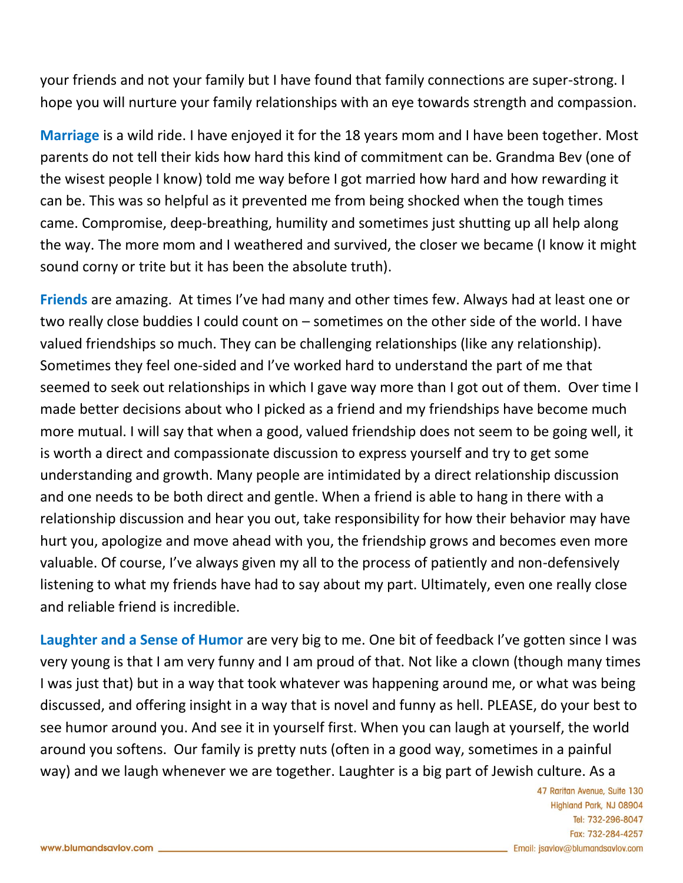your friends and not your family but I have found that family connections are super-strong. I hope you will nurture your family relationships with an eye towards strength and compassion.

**Marriage** is a wild ride. I have enjoyed it for the 18 years mom and I have been together. Most parents do not tell their kids how hard this kind of commitment can be. Grandma Bev (one of the wisest people I know) told me way before I got married how hard and how rewarding it can be. This was so helpful as it prevented me from being shocked when the tough times came. Compromise, deep-breathing, humility and sometimes just shutting up all help along the way. The more mom and I weathered and survived, the closer we became (I know it might sound corny or trite but it has been the absolute truth).

**Friends** are amazing. At times I've had many and other times few. Always had at least one or two really close buddies I could count on – sometimes on the other side of the world. I have valued friendships so much. They can be challenging relationships (like any relationship). Sometimes they feel one-sided and I've worked hard to understand the part of me that seemed to seek out relationships in which I gave way more than I got out of them. Over time I made better decisions about who I picked as a friend and my friendships have become much more mutual. I will say that when a good, valued friendship does not seem to be going well, it is worth a direct and compassionate discussion to express yourself and try to get some understanding and growth. Many people are intimidated by a direct relationship discussion and one needs to be both direct and gentle. When a friend is able to hang in there with a relationship discussion and hear you out, take responsibility for how their behavior may have hurt you, apologize and move ahead with you, the friendship grows and becomes even more valuable. Of course, I've always given my all to the process of patiently and non-defensively listening to what my friends have had to say about my part. Ultimately, even one really close and reliable friend is incredible.

**Laughter and a Sense of Humor** are very big to me. One bit of feedback I've gotten since I was very young is that I am very funny and I am proud of that. Not like a clown (though many times I was just that) but in a way that took whatever was happening around me, or what was being discussed, and offering insight in a way that is novel and funny as hell. PLEASE, do your best to see humor around you. And see it in yourself first. When you can laugh at yourself, the world around you softens. Our family is pretty nuts (often in a good way, sometimes in a painful way) and we laugh whenever we are together. Laughter is a big part of Jewish culture. As a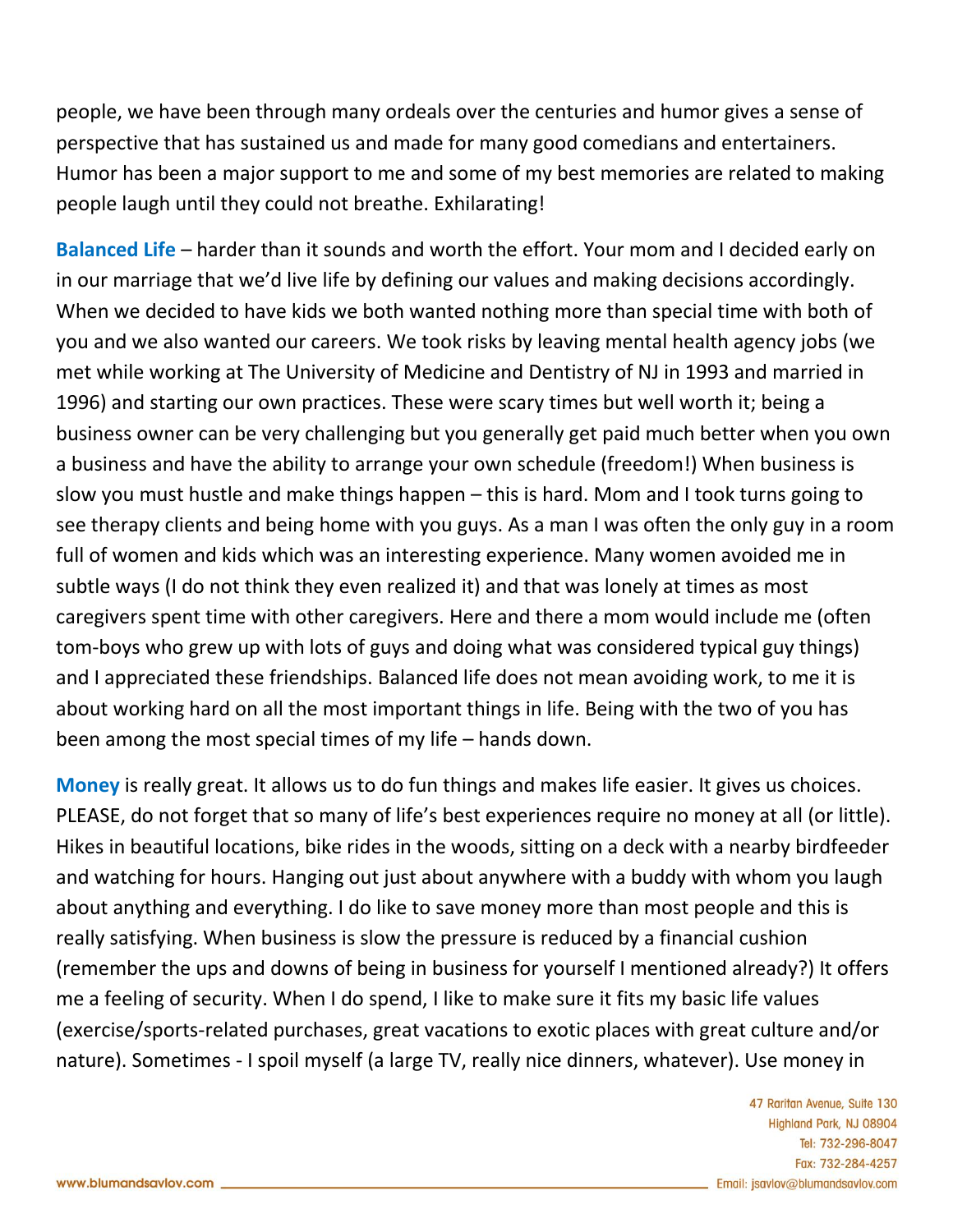people, we have been through many ordeals over the centuries and humor gives a sense of perspective that has sustained us and made for many good comedians and entertainers. Humor has been a major support to me and some of my best memories are related to making people laugh until they could not breathe. Exhilarating!

**Balanced Life** – harder than it sounds and worth the effort. Your mom and I decided early on in our marriage that we'd live life by defining our values and making decisions accordingly. When we decided to have kids we both wanted nothing more than special time with both of you and we also wanted our careers. We took risks by leaving mental health agency jobs (we met while working at The University of Medicine and Dentistry of NJ in 1993 and married in 1996) and starting our own practices. These were scary times but well worth it; being a business owner can be very challenging but you generally get paid much better when you own a business and have the ability to arrange your own schedule (freedom!) When business is slow you must hustle and make things happen – this is hard. Mom and I took turns going to see therapy clients and being home with you guys. As a man I was often the only guy in a room full of women and kids which was an interesting experience. Many women avoided me in subtle ways (I do not think they even realized it) and that was lonely at times as most caregivers spent time with other caregivers. Here and there a mom would include me (often tom-boys who grew up with lots of guys and doing what was considered typical guy things) and I appreciated these friendships. Balanced life does not mean avoiding work, to me it is about working hard on all the most important things in life. Being with the two of you has been among the most special times of my life – hands down.

**Money** is really great. It allows us to do fun things and makes life easier. It gives us choices. PLEASE, do not forget that so many of life's best experiences require no money at all (or little). Hikes in beautiful locations, bike rides in the woods, sitting on a deck with a nearby birdfeeder and watching for hours. Hanging out just about anywhere with a buddy with whom you laugh about anything and everything. I do like to save money more than most people and this is really satisfying. When business is slow the pressure is reduced by a financial cushion (remember the ups and downs of being in business for yourself I mentioned already?) It offers me a feeling of security. When I do spend, I like to make sure it fits my basic life values (exercise/sports-related purchases, great vacations to exotic places with great culture and/or nature). Sometimes - I spoil myself (a large TV, really nice dinners, whatever). Use money in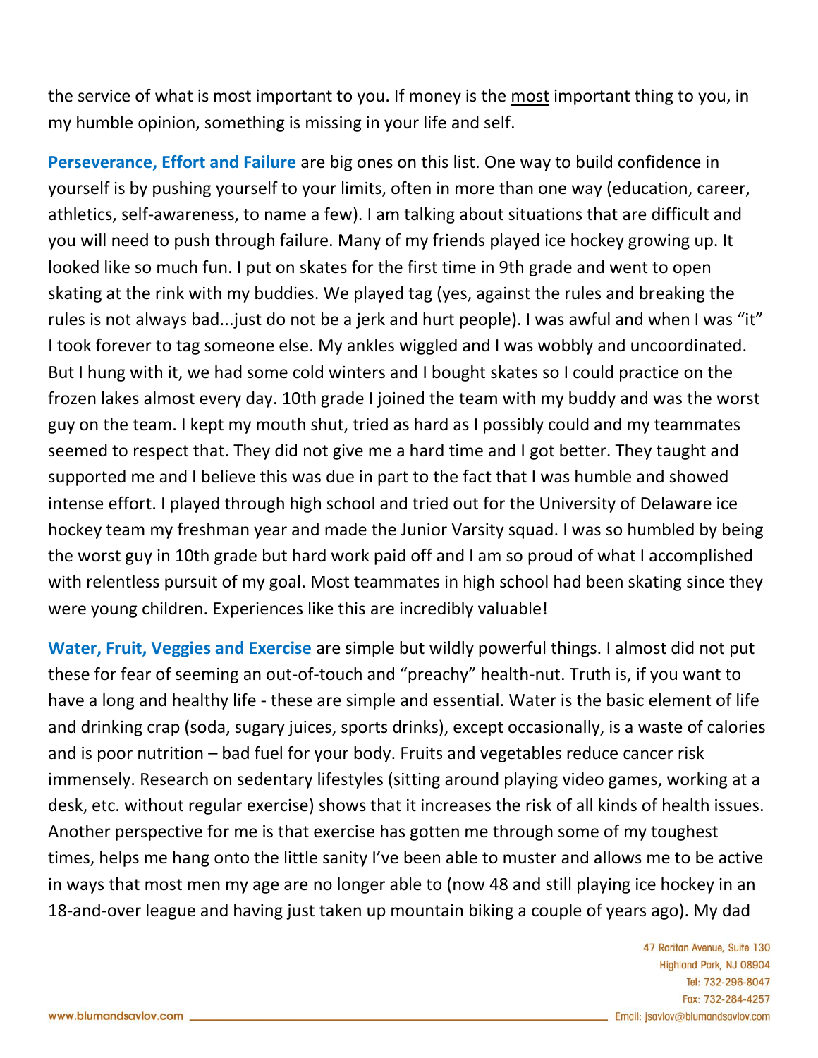the service of what is most important to you. If money is the <u>most</u> important thing to you, in my humble opinion, something is missing in your life and self.

**Perseverance, Effort and Failure** are big ones on this list. One way to build confidence in yourself is by pushing yourself to your limits, often in more than one way (education, career, athletics, self-awareness, to name a few). I am talking about situations that are difficult and you will need to push through failure. Many of my friends played ice hockey growing up. It looked like so much fun. I put on skates for the first time in 9th grade and went to open skating at the rink with my buddies. We played tag (yes, against the rules and breaking the rules is not always bad...just do not be a jerk and hurt people). I was awful and when I was "it" I took forever to tag someone else. My ankles wiggled and I was wobbly and uncoordinated. But I hung with it, we had some cold winters and I bought skates so I could practice on the frozen lakes almost every day. 10th grade I joined the team with my buddy and was the worst guy on the team. I kept my mouth shut, tried as hard as I possibly could and my teammates seemed to respect that. They did not give me a hard time and I got better. They taught and supported me and I believe this was due in part to the fact that I was humble and showed intense effort. I played through high school and tried out for the University of Delaware ice hockey team my freshman year and made the Junior Varsity squad. I was so humbled by being the worst guy in 10th grade but hard work paid off and I am so proud of what I accomplished with relentless pursuit of my goal. Most teammates in high school had been skating since they were young children. Experiences like this are incredibly valuable!

**Water, Fruit, Veggies and Exercise** are simple but wildly powerful things. I almost did not put these for fear of seeming an out-of-touch and "preachy" health-nut. Truth is, if you want to have a long and healthy life - these are simple and essential. Water is the basic element of life and drinking crap (soda, sugary juices, sports drinks), except occasionally, is a waste of calories and is poor nutrition – bad fuel for your body. Fruits and vegetables reduce cancer risk immensely. Research on sedentary lifestyles (sitting around playing video games, working at a desk, etc. without regular exercise) shows that it increases the risk of all kinds of health issues. Another perspective for me is that exercise has gotten me through some of my toughest times, helps me hang onto the little sanity I've been able to muster and allows me to be active in ways that most men my age are no longer able to (now 48 and still playing ice hockey in an 18-and-over league and having just taken up mountain biking a couple of years ago). My dad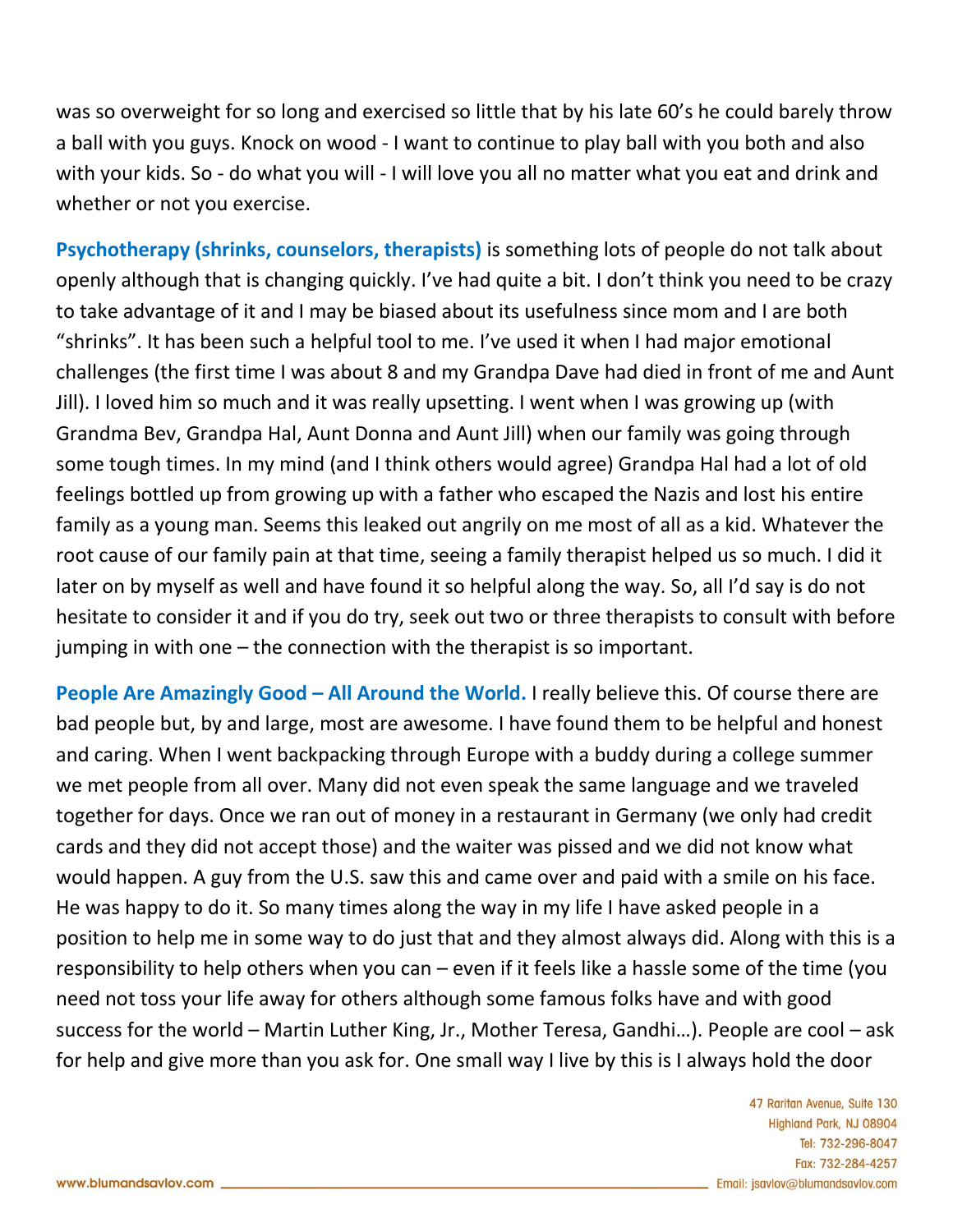was so overweight for so long and exercised so little that by his late 60's he could barely throw a ball with you guys. Knock on wood - I want to continue to play ball with you both and also with your kids. So - do what you will - I will love you all no matter what you eat and drink and whether or not you exercise.

**Psychotherapy (shrinks, counselors, therapists)** is something lots of people do not talk about openly although that is changing quickly. I've had quite a bit. I don't think you need to be crazy to take advantage of it and I may be biased about its usefulness since mom and I are both "shrinks". It has been such a helpful tool to me. I've used it when I had major emotional challenges (the first time I was about 8 and my Grandpa Dave had died in front of me and Aunt Jill). I loved him so much and it was really upsetting. I went when I was growing up (with Grandma Bev, Grandpa Hal, Aunt Donna and Aunt Jill) when our family was going through some tough times. In my mind (and I think others would agree) Grandpa Hal had a lot of old feelings bottled up from growing up with a father who escaped the Nazis and lost his entire family as a young man. Seems this leaked out angrily on me most of all as a kid. Whatever the root cause of our family pain at that time, seeing a family therapist helped us so much. I did it later on by myself as well and have found it so helpful along the way. So, all I'd say is do not hesitate to consider it and if you do try, seek out two or three therapists to consult with before jumping in with one – the connection with the therapist is so important.

**People Are Amazingly Good – All Around the World.** I really believe this. Of course there are bad people but, by and large, most are awesome. I have found them to be helpful and honest and caring. When I went backpacking through Europe with a buddy during a college summer we met people from all over. Many did not even speak the same language and we traveled together for days. Once we ran out of money in a restaurant in Germany (we only had credit cards and they did not accept those) and the waiter was pissed and we did not know what would happen. A guy from the U.S. saw this and came over and paid with a smile on his face. He was happy to do it. So many times along the way in my life I have asked people in a position to help me in some way to do just that and they almost always did. Along with this is a responsibility to help others when you can – even if it feels like a hassle some of the time (you need not toss your life away for others although some famous folks have and with good success for the world – Martin Luther King, Jr., Mother Teresa, Gandhi…). People are cool – ask for help and give more than you ask for. One small way I live by this is I always hold the door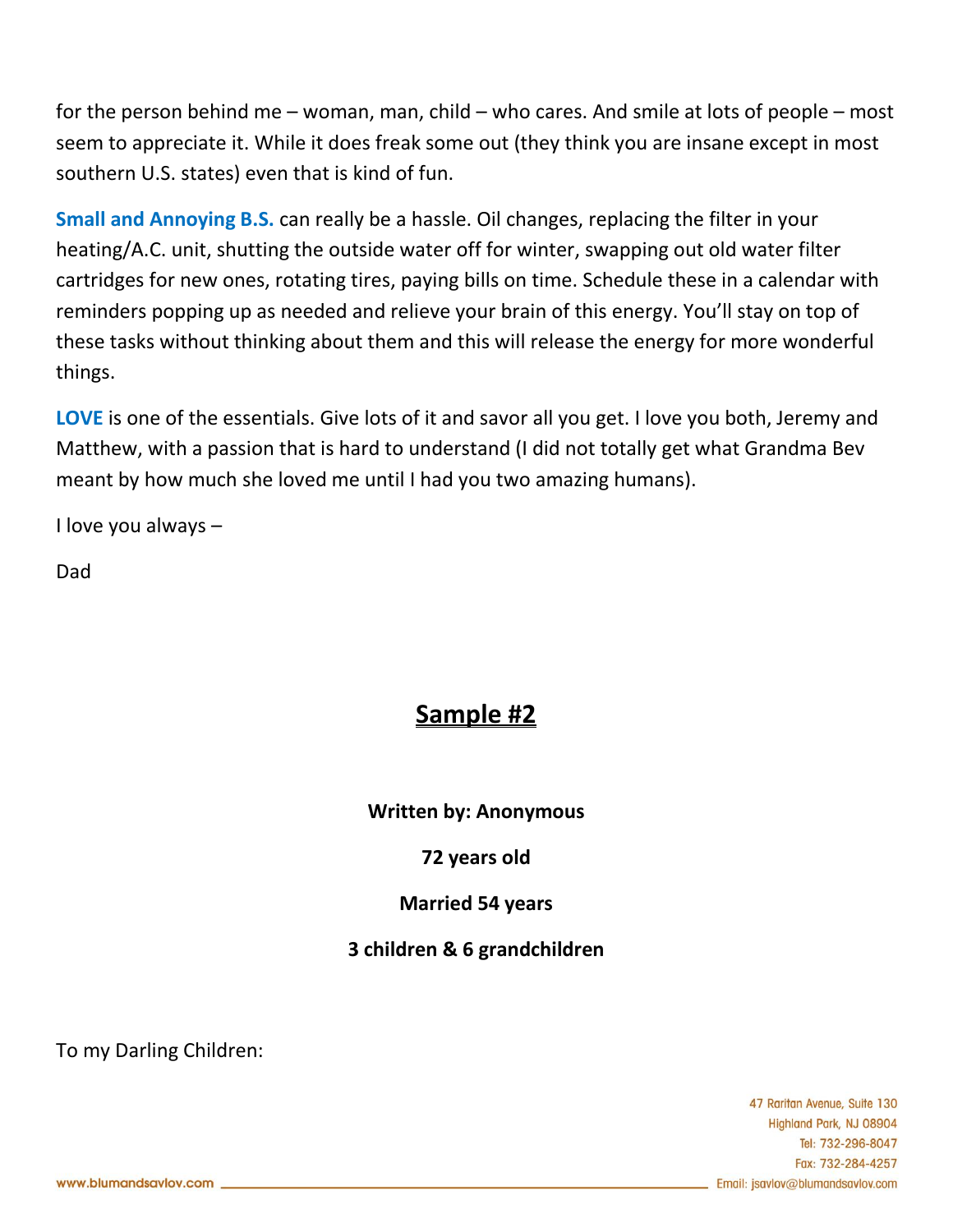for the person behind me – woman, man, child – who cares. And smile at lots of people – most seem to appreciate it. While it does freak some out (they think you are insane except in most southern U.S. states) even that is kind of fun.

**Small and Annoying B.S.** can really be a hassle. Oil changes, replacing the filter in your heating/A.C. unit, shutting the outside water off for winter, swapping out old water filter cartridges for new ones, rotating tires, paying bills on time. Schedule these in a calendar with reminders popping up as needed and relieve your brain of this energy. You'll stay on top of these tasks without thinking about them and this will release the energy for more wonderful things.

**LOVE** is one of the essentials. Give lots of it and savor all you get. I love you both, Jeremy and Matthew, with a passion that is hard to understand (I did not totally get what Grandma Bev meant by how much she loved me until I had you two amazing humans).

I love you always –

Dad

## Sample #2

**Written by: Anonymous**

**72 years old**

**Married 54 years**

**3 children & 6 grandchildren**

To my Darling Children: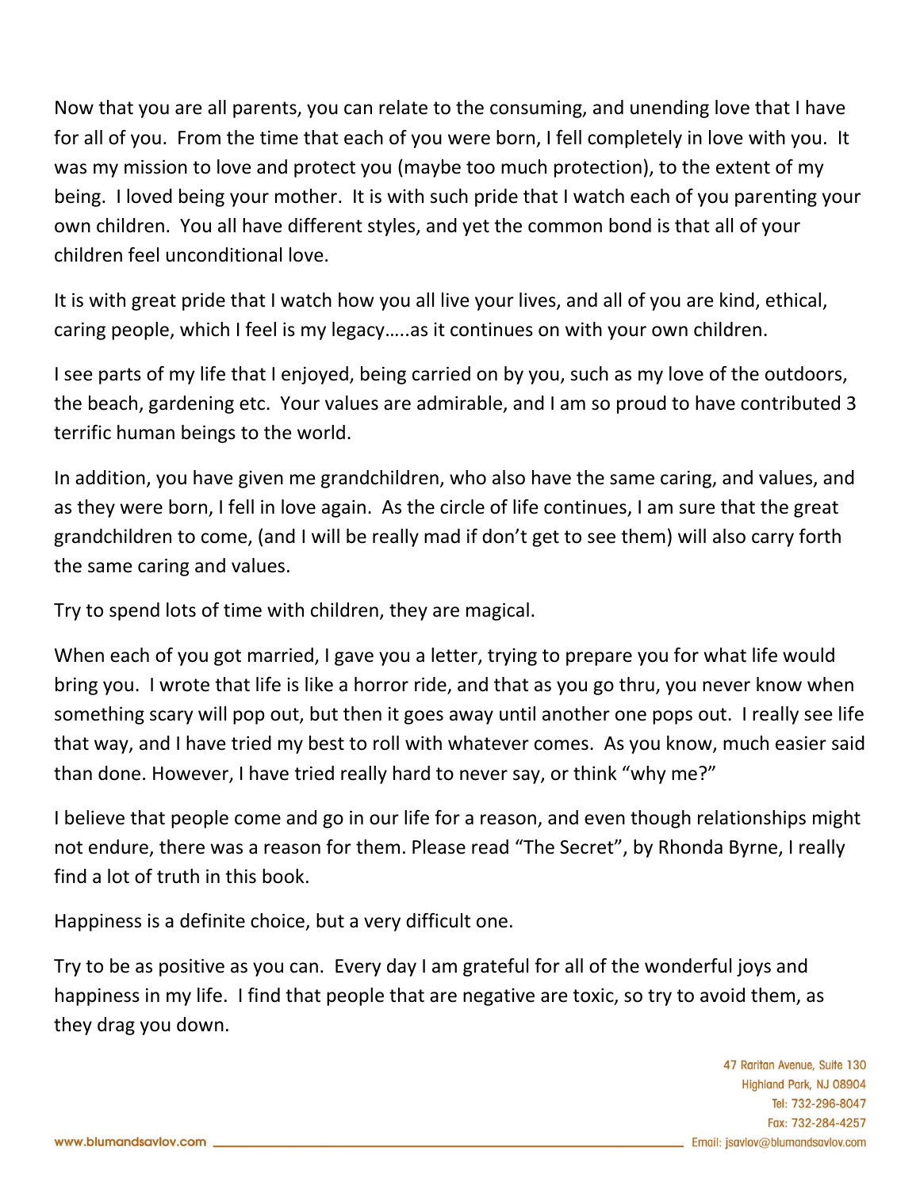Now that you are all parents, you can relate to the consuming, and unending love that I have for all of you. From the time that each of you were born, I fell completely in love with you. It was my mission to love and protect you (maybe too much protection), to the extent of my being. I loved being your mother. It is with such pride that I watch each of you parenting your own children. You all have different styles, and yet the common bond is that all of your children feel unconditional love.

It is with great pride that I watch how you all live your lives, and all of you are kind, ethical, caring people, which I feel is my legacy…..as it continues on with your own children.

I see parts of my life that I enjoyed, being carried on by you, such as my love of the outdoors, the beach, gardening etc. Your values are admirable, and I am so proud to have contributed 3 terrific human beings to the world.

In addition, you have given me grandchildren, who also have the same caring, and values, and as they were born, I fell in love again. As the circle of life continues, I am sure that the great grandchildren to come, (and I will be really mad if don't get to see them) will also carry forth the same caring and values.

Try to spend lots of time with children, they are magical.

When each of you got married, I gave you a letter, trying to prepare you for what life would bring you. I wrote that life is like a horror ride, and that as you go thru, you never know when something scary will pop out, but then it goes away until another one pops out. I really see life that way, and I have tried my best to roll with whatever comes. As you know, much easier said than done. However, I have tried really hard to never say, or think "why me?"

I believe that people come and go in our life for a reason, and even though relationships might not endure, there was a reason for them. Please read "The Secret", by Rhonda Byrne, I really find a lot of truth in this book.

Happiness is a definite choice, but a very difficult one.

Try to be as positive as you can. Every day I am grateful for all of the wonderful joys and happiness in my life. I find that people that are negative are toxic, so try to avoid them, as they drag you down.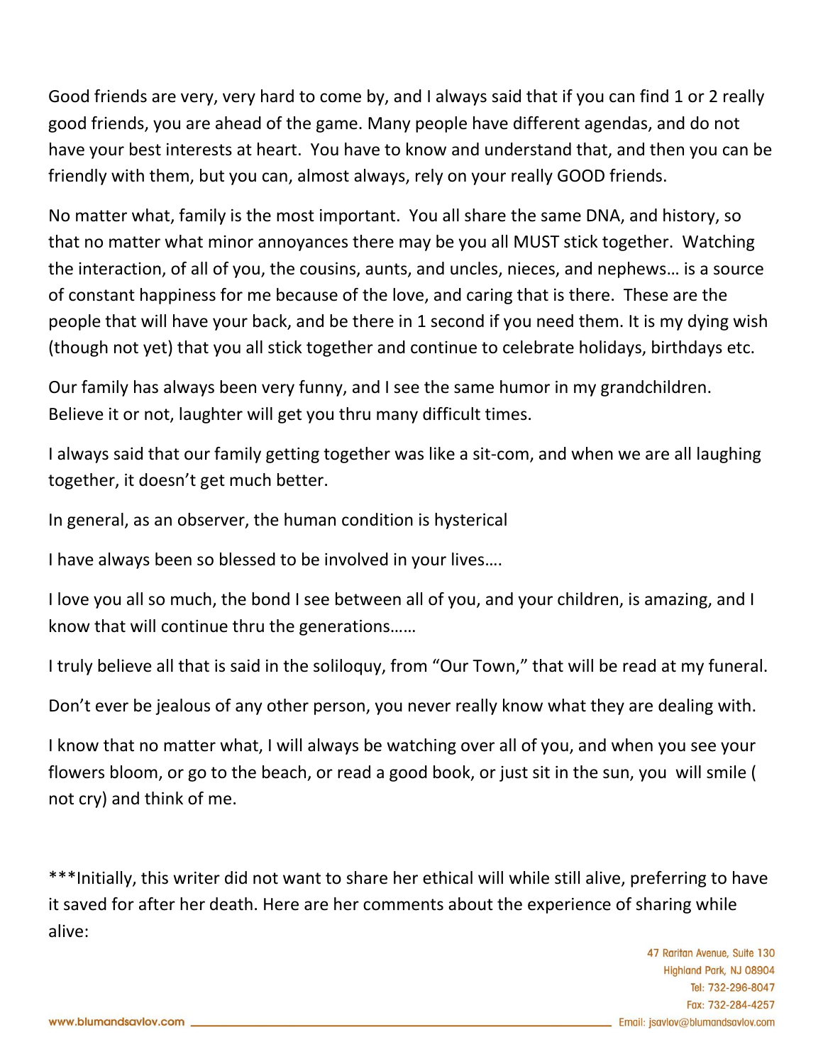Good friends are very, very hard to come by, and I always said that if you can find 1 or 2 really good friends, you are ahead of the game. Many people have different agendas, and do not have your best interests at heart.  You have to know and understand that, and then you can be friendly with them, but you can, almost always, rely on your really GOOD friends.

No matter what, family is the most important.  You all share the same DNA, and history, so that no matter what minor annoyances there may be you all MUST stick together.  Watching the interaction, of all of you, the cousins, aunts, and uncles, nieces, and nephews… is a source of constant happiness for me because of the love, and caring that is there.  These are the people that will have your back, and be there in 1 second if you need them. It is my dying wish (though not yet) that you all stick together and continue to celebrate holidays, birthdays etc.

Our family has always been very funny, and I see the same humor in my grandchildren. Believe it or not, laughter will get you thru many difficult times.

I always said that our family getting together was like a sit-com, and when we are all laughing together, it doesn't get much better.

In general, as an observer, the human condition is hysterical

I have always been so blessed to be involved in your lives….

I love you all so much, the bond I see between all of you, and your children, is amazing, and I know that will continue thru the generations……

I truly believe all that is said in the soliloquy, from "Our Town," that will be read at my funeral.

Don't ever be jealous of any other person, you never really know what they are dealing with.

I know that no matter what, I will always be watching over all of you, and when you see your flowers bloom, or go to the beach, or read a good book, or just sit in the sun, you  will smile ( not cry) and think of me.

***Initially, this writer did not want to share her ethical will while still alive, preferring to have it saved for after her death. Here are her comments about the experience of sharing while alive: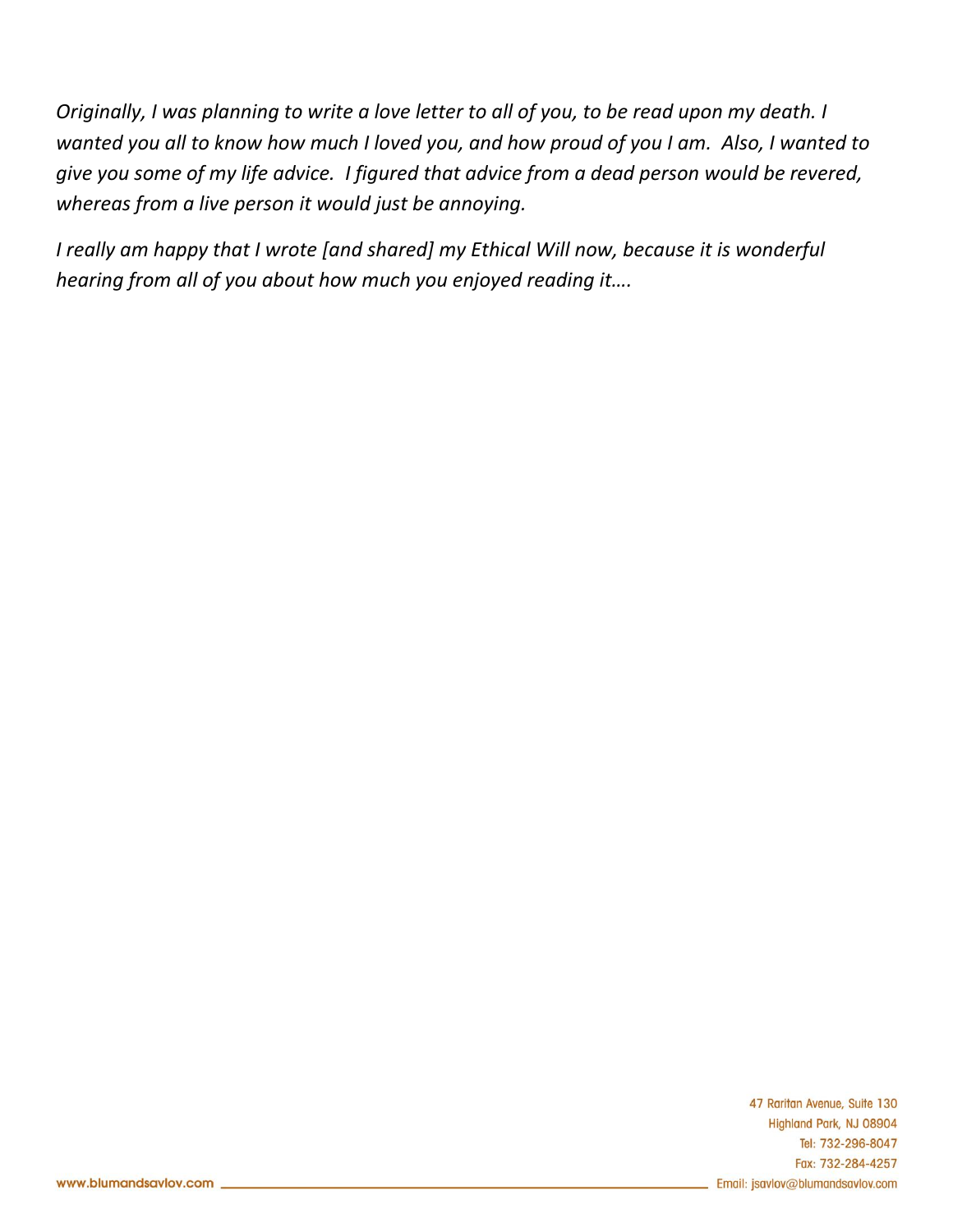*Originally, I was planning to write a love letter to all of you, to be read upon my death. I wanted you all to know how much I loved you, and how proud of you I am. Also, I wanted to give you some of my life advice. I figured that advice from a dead person would be revered, whereas from a live person it would just be annoying.*

*I really am happy that I wrote [and shared] my Ethical Will now, because it is wonderful hearing from all of you about how much you enjoyed reading it….*